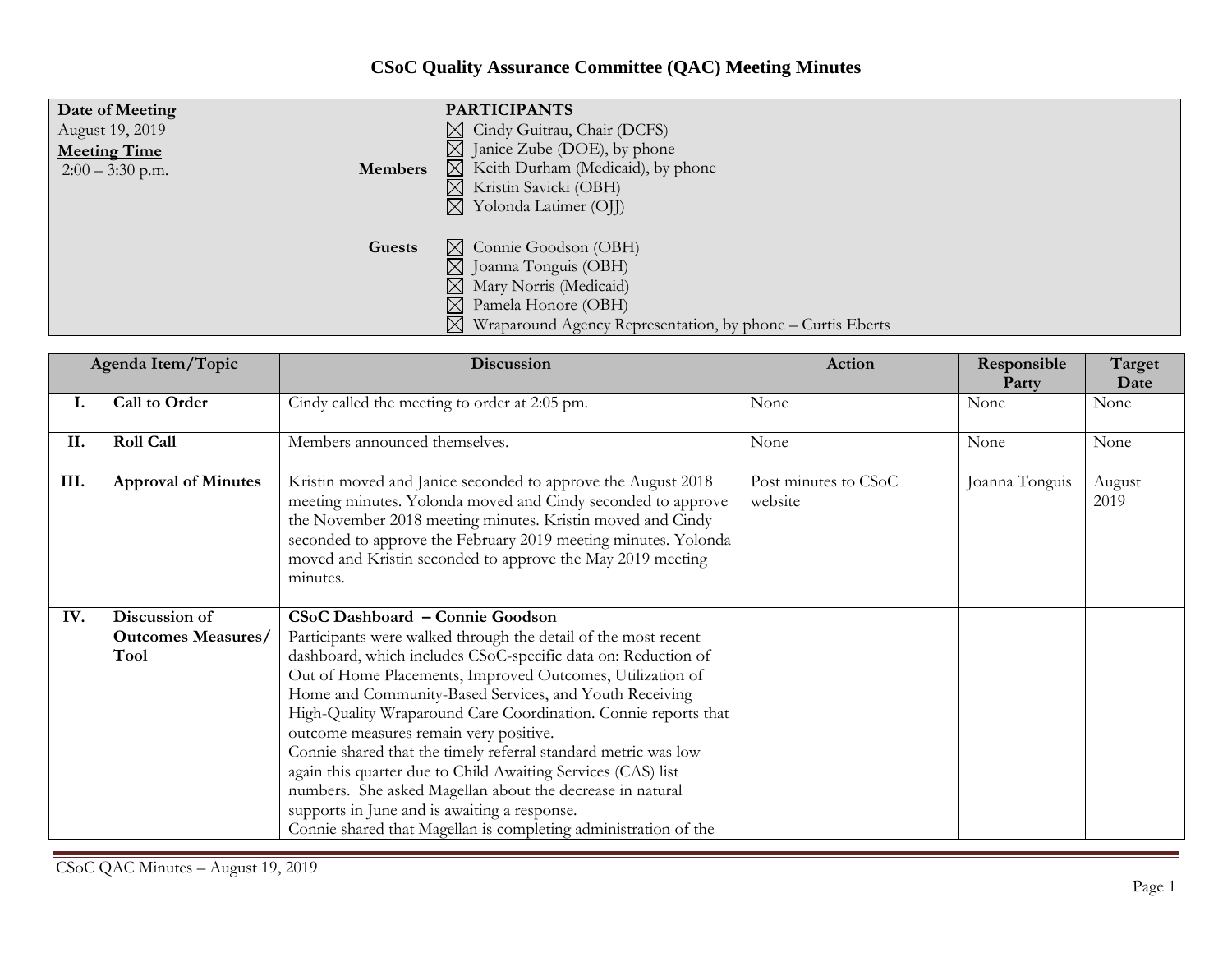# CSoC Quality Assurance Committee (QAC) Meeting Minutes

**Date of Meeting**
August 19, 2019

**Meeting Time**
2:00 – 3:30 p.m.

**PARTICIPANTS**

**Members**
- ☒ Cindy Guitrau, Chair (DCFS)
- ☒ Janice Zube (DOE), by phone
- ☒ Keith Durham (Medicaid), by phone
- ☒ Kristin Savicki (OBH)
- ☒ Yolonda Latimer (OJJ)

**Guests**
- ☒ Connie Goodson (OBH)
- ☒ Joanna Tonguis (OBH)
- ☒ Mary Norris (Medicaid)
- ☒ Pamela Honore (OBH)
- ☒ Wraparound Agency Representation, by phone – Curtis Eberts

| Agenda Item/Topic | Discussion | Action | Responsible Party | Target Date |
|---|---|---|---|---|
| **I. Call to Order** | Cindy called the meeting to order at 2:05 pm. | None | None | None |
| **II. Roll Call** | Members announced themselves. | None | None | None |
| **III. Approval of Minutes** | Kristin moved and Janice seconded to approve the August 2018 meeting minutes. Yolonda moved and Cindy seconded to approve the November 2018 meeting minutes. Kristin moved and Cindy seconded to approve the February 2019 meeting minutes. Yolonda moved and Kristin seconded to approve the May 2019 meeting minutes. | Post minutes to CSoC website | Joanna Tonguis | August 2019 |
| **IV. Discussion of Outcomes Measures/ Tool** | **CSoC Dashboard – Connie Goodson**<br>Participants were walked through the detail of the most recent dashboard, which includes CSoC-specific data on: Reduction of Out of Home Placements, Improved Outcomes, Utilization of Home and Community-Based Services, and Youth Receiving High-Quality Wraparound Care Coordination. Connie reports that outcome measures remain very positive.<br>Connie shared that the timely referral standard metric was low again this quarter due to Child Awaiting Services (CAS) list numbers. She asked Magellan about the decrease in natural supports in June and is awaiting a response.<br>Connie shared that Magellan is completing administration of the | | | |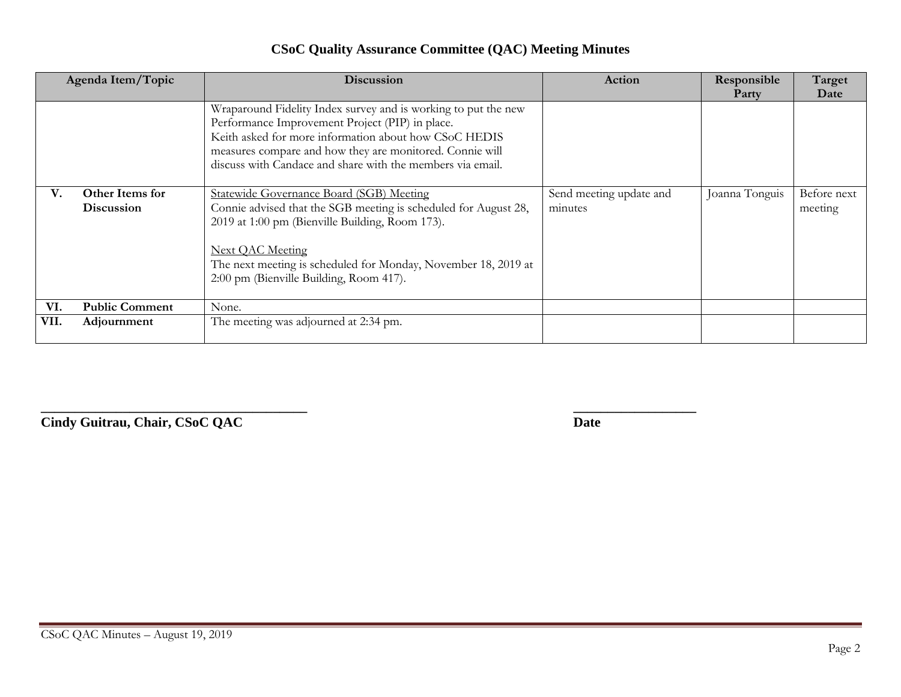# CSoC Quality Assurance Committee (QAC) Meeting Minutes

| Agenda Item/Topic | Discussion | Action | Responsible Party | Target Date |
|---|---|---|---|---|
| | Wraparound Fidelity Index survey and is working to put the new Performance Improvement Project (PIP) in place.<br>Keith asked for more information about how CSoC HEDIS measures compare and how they are monitored. Connie will discuss with Candace and share with the members via email. | | | |
| **V. Other Items for Discussion** | Statewide Governance Board (SGB) Meeting<br>Connie advised that the SGB meeting is scheduled for August 28, 2019 at 1:00 pm (Bienville Building, Room 173).<br><br>Next QAC Meeting<br>The next meeting is scheduled for Monday, November 18, 2019 at 2:00 pm (Bienville Building, Room 417). | Send meeting update and minutes | Joanna Tonguis | Before next meeting |
| **VI. Public Comment** | None. | | | |
| **VII. Adjournment** | The meeting was adjourned at 2:34 pm. | | | |

_______________________________________ &nbsp;&nbsp;&nbsp;&nbsp;&nbsp;&nbsp;&nbsp;&nbsp;&nbsp;&nbsp; __________________

**Cindy Guitrau, Chair, CSoC QAC** &nbsp;&nbsp;&nbsp;&nbsp;&nbsp;&nbsp;&nbsp;&nbsp;&nbsp;&nbsp; **Date**